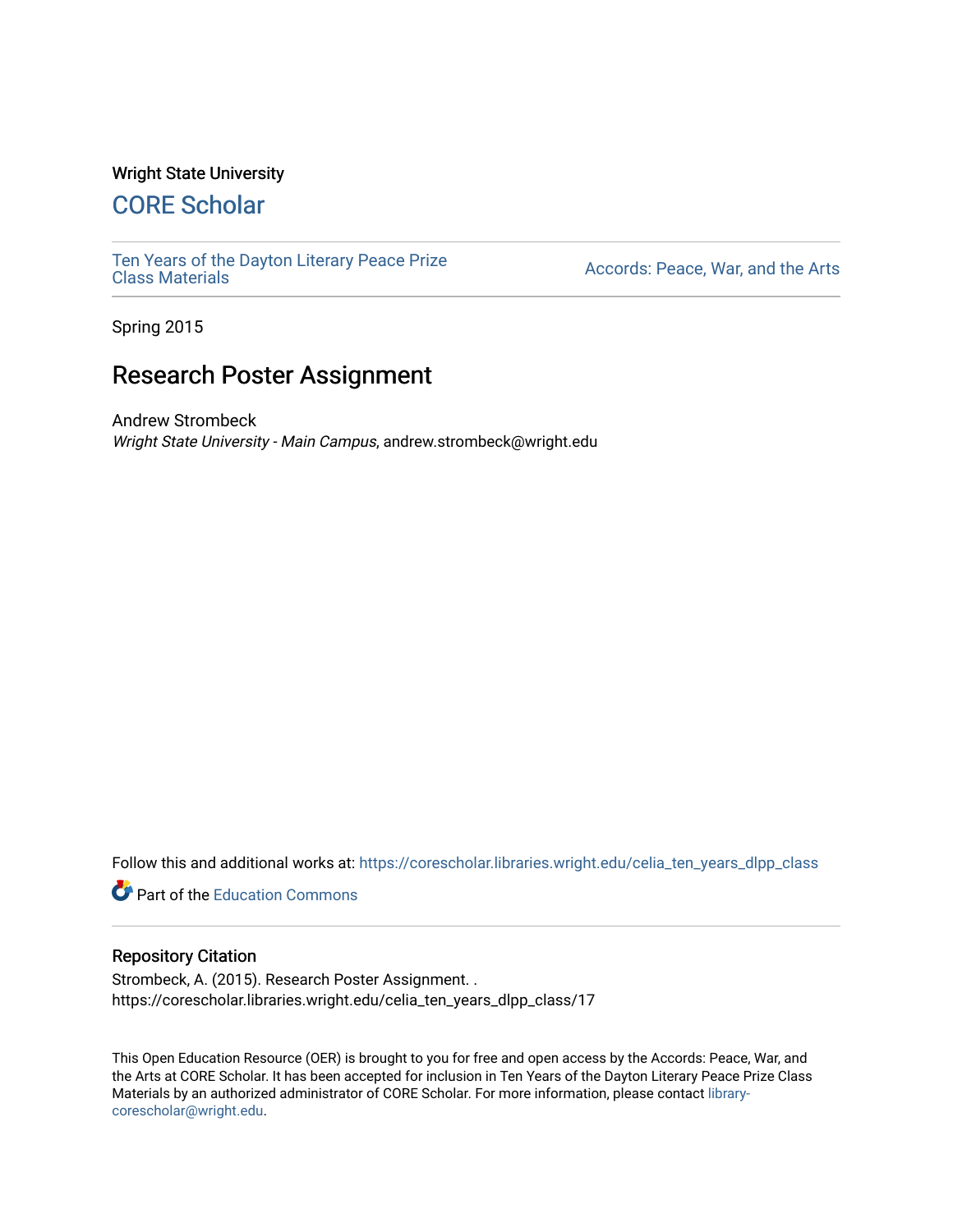Wright State University

## CORE Scholar

Ten Years of the Dayton Literary Peace Prize Class Materials

Accords: Peace, War, and the Arts

Spring 2015

# Research Poster Assignment

Andrew Strombeck
*Wright State University - Main Campus*, andrew.strombeck@wright.edu

Follow this and additional works at: https://corescholar.libraries.wright.edu/celia_ten_years_dlpp_class

Part of the Education Commons

### Repository Citation

Strombeck, A. (2015). Research Poster Assignment. .
https://corescholar.libraries.wright.edu/celia_ten_years_dlpp_class/17

This Open Education Resource (OER) is brought to you for free and open access by the Accords: Peace, War, and the Arts at CORE Scholar. It has been accepted for inclusion in Ten Years of the Dayton Literary Peace Prize Class Materials by an authorized administrator of CORE Scholar. For more information, please contact library-corescholar@wright.edu.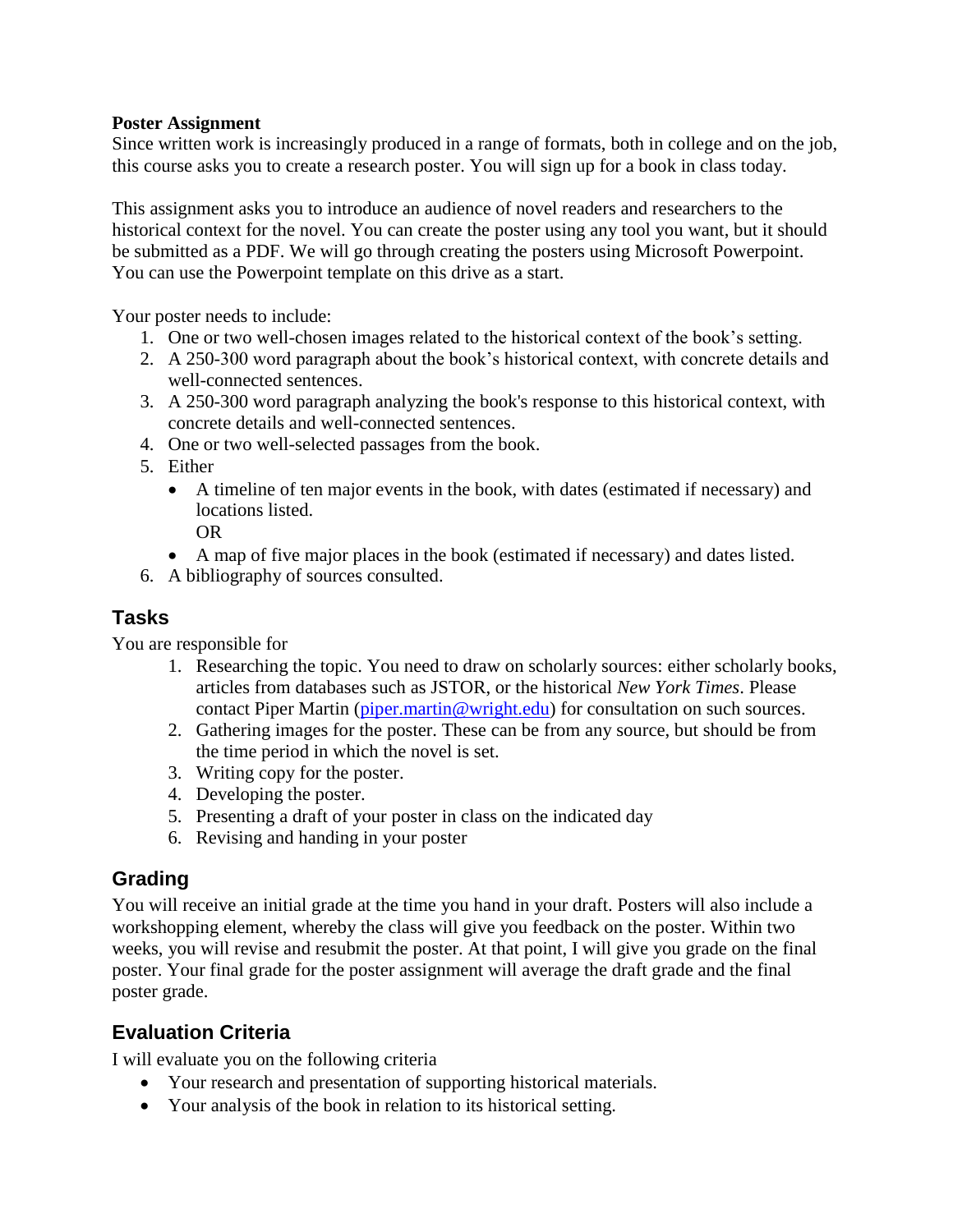**Poster Assignment**

Since written work is increasingly produced in a range of formats, both in college and on the job, this course asks you to create a research poster. You will sign up for a book in class today.

This assignment asks you to introduce an audience of novel readers and researchers to the historical context for the novel. You can create the poster using any tool you want, but it should be submitted as a PDF. We will go through creating the posters using Microsoft Powerpoint. You can use the Powerpoint template on this drive as a start.

Your poster needs to include:

1. One or two well-chosen images related to the historical context of the book's setting.
2. A 250-300 word paragraph about the book's historical context, with concrete details and well-connected sentences.
3. A 250-300 word paragraph analyzing the book's response to this historical context, with concrete details and well-connected sentences.
4. One or two well-selected passages from the book.
5. Either
   - A timeline of ten major events in the book, with dates (estimated if necessary) and locations listed.
     OR
   - A map of five major places in the book (estimated if necessary) and dates listed.
6. A bibliography of sources consulted.

## Tasks

You are responsible for

1. Researching the topic. You need to draw on scholarly sources: either scholarly books, articles from databases such as JSTOR, or the historical *New York Times*. Please contact Piper Martin (piper.martin@wright.edu) for consultation on such sources.
2. Gathering images for the poster. These can be from any source, but should be from the time period in which the novel is set.
3. Writing copy for the poster.
4. Developing the poster.
5. Presenting a draft of your poster in class on the indicated day
6. Revising and handing in your poster

## Grading

You will receive an initial grade at the time you hand in your draft. Posters will also include a workshopping element, whereby the class will give you feedback on the poster. Within two weeks, you will revise and resubmit the poster. At that point, I will give you grade on the final poster. Your final grade for the poster assignment will average the draft grade and the final poster grade.

## Evaluation Criteria

I will evaluate you on the following criteria

- Your research and presentation of supporting historical materials.
- Your analysis of the book in relation to its historical setting.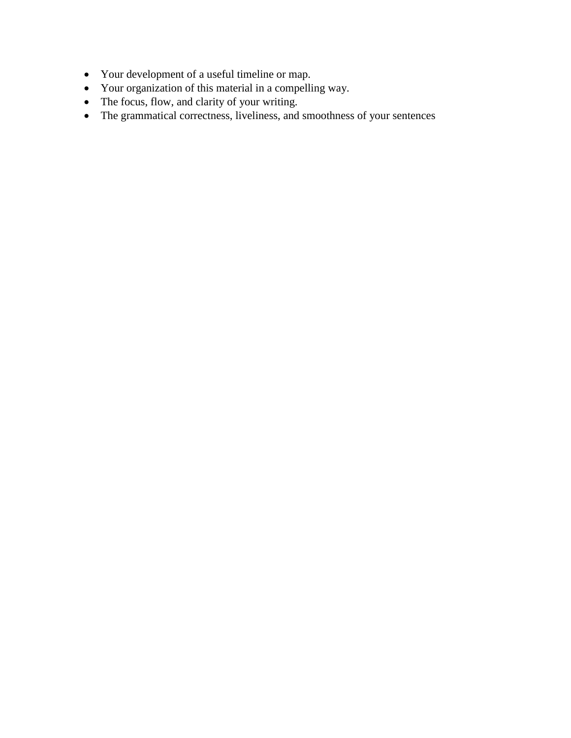- Your development of a useful timeline or map.
- Your organization of this material in a compelling way.
- The focus, flow, and clarity of your writing.
- The grammatical correctness, liveliness, and smoothness of your sentences